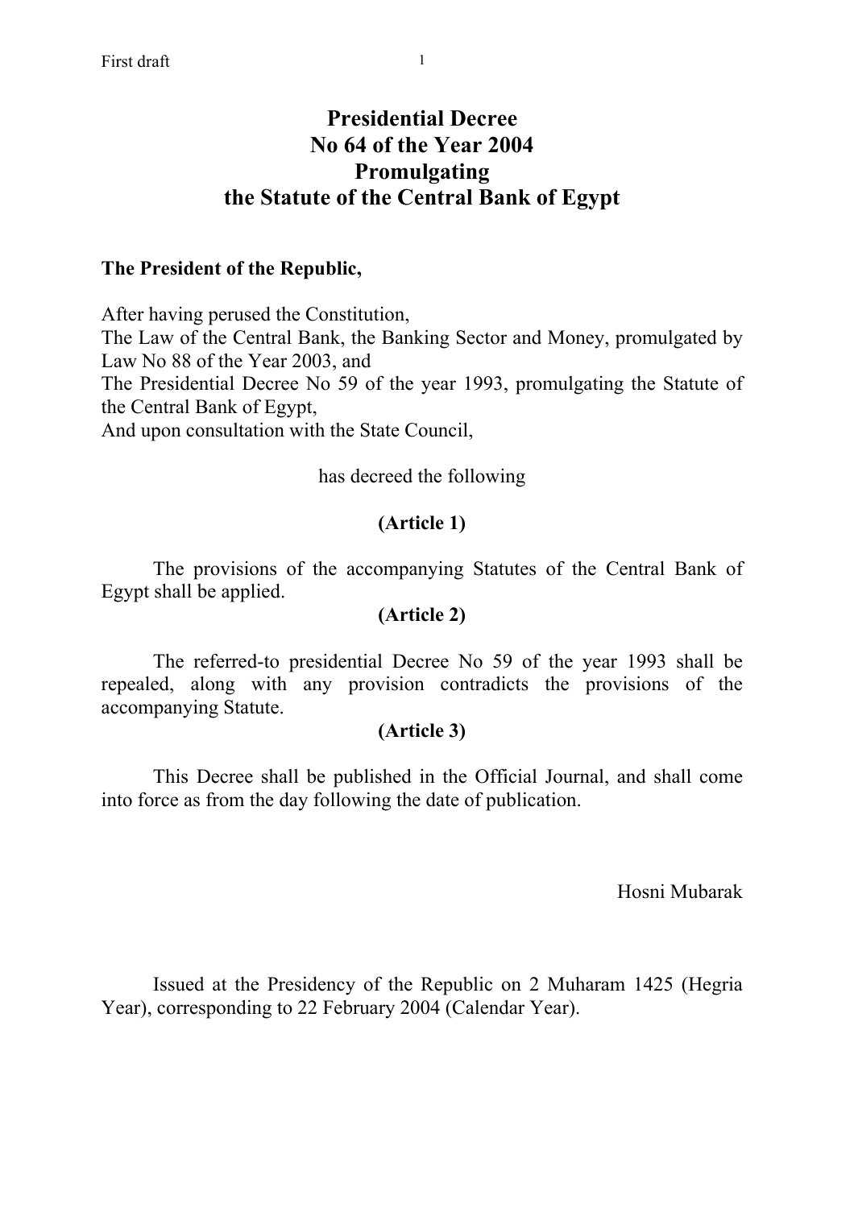# Presidential Decree
# No 64 of the Year 2004
# Promulgating
# the Statute of the Central Bank of Egypt

**The President of the Republic,**

After having perused the Constitution,
The Law of the Central Bank, the Banking Sector and Money, promulgated by Law No 88 of the Year 2003, and
The Presidential Decree No 59 of the year 1993, promulgating the Statute of the Central Bank of Egypt,
And upon consultation with the State Council,

has decreed the following

**(Article 1)**

The provisions of the accompanying Statutes of the Central Bank of Egypt shall be applied.

**(Article 2)**

The referred-to presidential Decree No 59 of the year 1993 shall be repealed, along with any provision contradicts the provisions of the accompanying Statute.

**(Article 3)**

This Decree shall be published in the Official Journal, and shall come into force as from the day following the date of publication.

Hosni Mubarak

Issued at the Presidency of the Republic on 2 Muharam 1425 (Hegria Year), corresponding to 22 February 2004 (Calendar Year).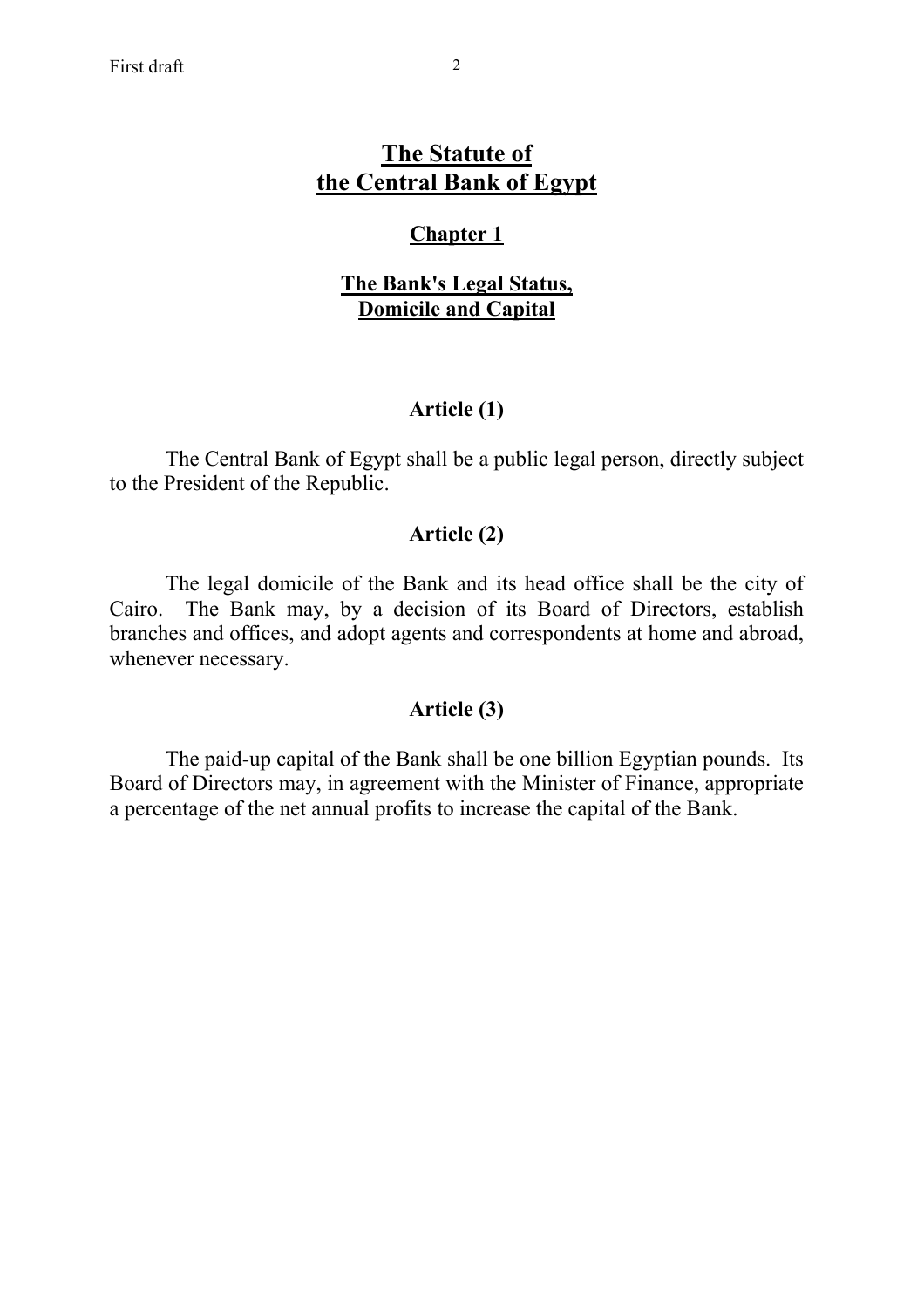# The Statute of the Central Bank of Egypt

## Chapter 1

### The Bank's Legal Status, Domicile and Capital

#### Article (1)

The Central Bank of Egypt shall be a public legal person, directly subject to the President of the Republic.

#### Article (2)

The legal domicile of the Bank and its head office shall be the city of Cairo. The Bank may, by a decision of its Board of Directors, establish branches and offices, and adopt agents and correspondents at home and abroad, whenever necessary.

#### Article (3)

The paid-up capital of the Bank shall be one billion Egyptian pounds. Its Board of Directors may, in agreement with the Minister of Finance, appropriate a percentage of the net annual profits to increase the capital of the Bank.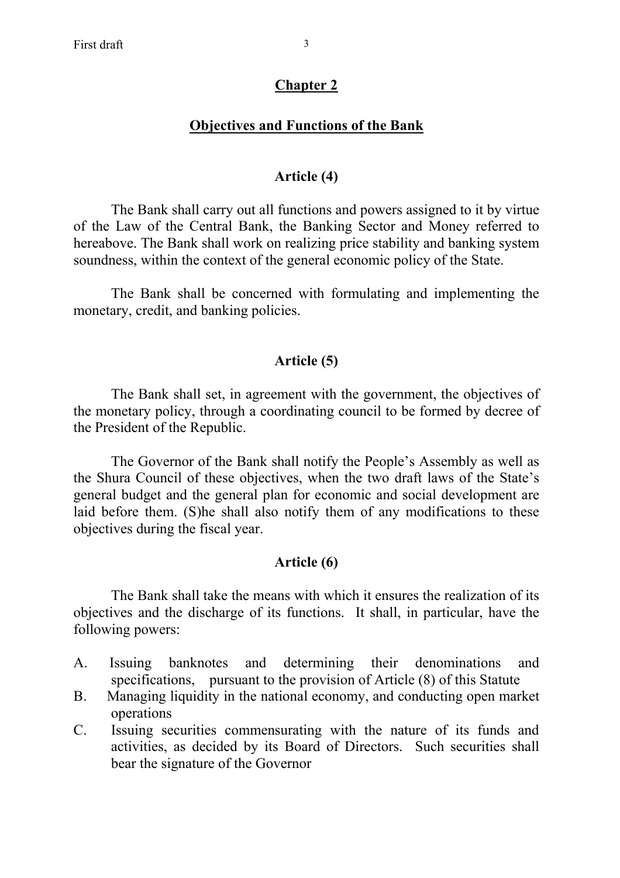## Chapter 2

## Objectives and Functions of the Bank

### Article (4)

The Bank shall carry out all functions and powers assigned to it by virtue of the Law of the Central Bank, the Banking Sector and Money referred to hereabove. The Bank shall work on realizing price stability and banking system soundness, within the context of the general economic policy of the State.

The Bank shall be concerned with formulating and implementing the monetary, credit, and banking policies.

### Article (5)

The Bank shall set, in agreement with the government, the objectives of the monetary policy, through a coordinating council to be formed by decree of the President of the Republic.

The Governor of the Bank shall notify the People's Assembly as well as the Shura Council of these objectives, when the two draft laws of the State's general budget and the general plan for economic and social development are laid before them. (S)he shall also notify them of any modifications to these objectives during the fiscal year.

### Article (6)

The Bank shall take the means with which it ensures the realization of its objectives and the discharge of its functions. It shall, in particular, have the following powers:

A. Issuing banknotes and determining their denominations and specifications, pursuant to the provision of Article (8) of this Statute

B. Managing liquidity in the national economy, and conducting open market operations

C. Issuing securities commensurating with the nature of its funds and activities, as decided by its Board of Directors. Such securities shall bear the signature of the Governor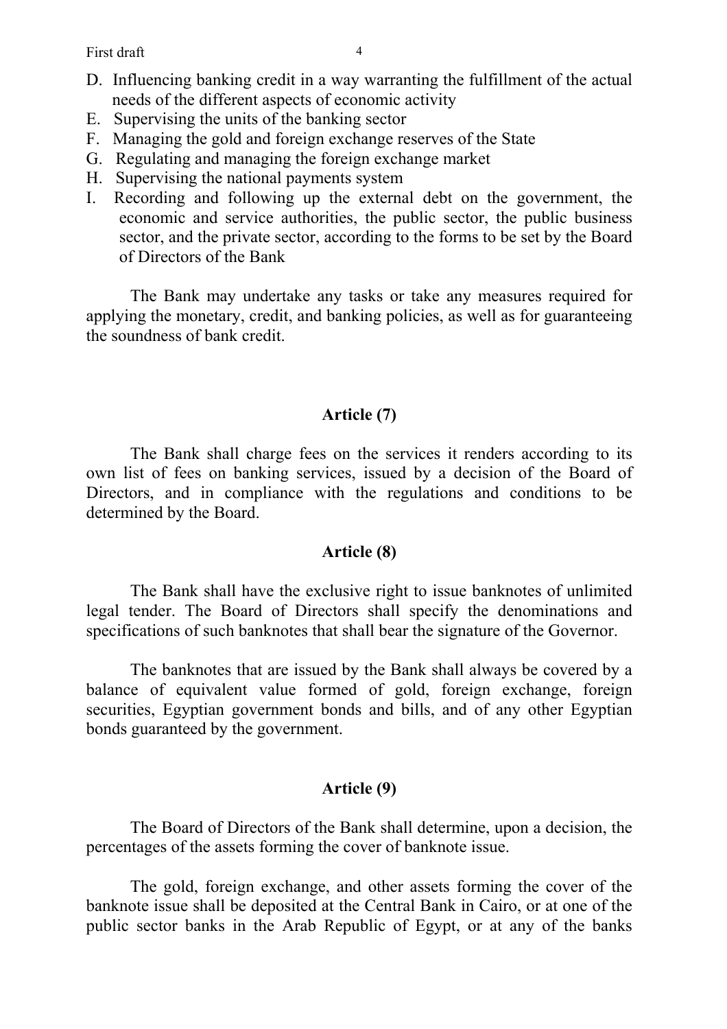D. Influencing banking credit in a way warranting the fulfillment of the actual needs of the different aspects of economic activity
E. Supervising the units of the banking sector
F. Managing the gold and foreign exchange reserves of the State
G. Regulating and managing the foreign exchange market
H. Supervising the national payments system
I. Recording and following up the external debt on the government, the economic and service authorities, the public sector, the public business sector, and the private sector, according to the forms to be set by the Board of Directors of the Bank

The Bank may undertake any tasks or take any measures required for applying the monetary, credit, and banking policies, as well as for guaranteeing the soundness of bank credit.

## Article (7)

The Bank shall charge fees on the services it renders according to its own list of fees on banking services, issued by a decision of the Board of Directors, and in compliance with the regulations and conditions to be determined by the Board.

## Article (8)

The Bank shall have the exclusive right to issue banknotes of unlimited legal tender. The Board of Directors shall specify the denominations and specifications of such banknotes that shall bear the signature of the Governor.

The banknotes that are issued by the Bank shall always be covered by a balance of equivalent value formed of gold, foreign exchange, foreign securities, Egyptian government bonds and bills, and of any other Egyptian bonds guaranteed by the government.

## Article (9)

The Board of Directors of the Bank shall determine, upon a decision, the percentages of the assets forming the cover of banknote issue.

The gold, foreign exchange, and other assets forming the cover of the banknote issue shall be deposited at the Central Bank in Cairo, or at one of the public sector banks in the Arab Republic of Egypt, or at any of the banks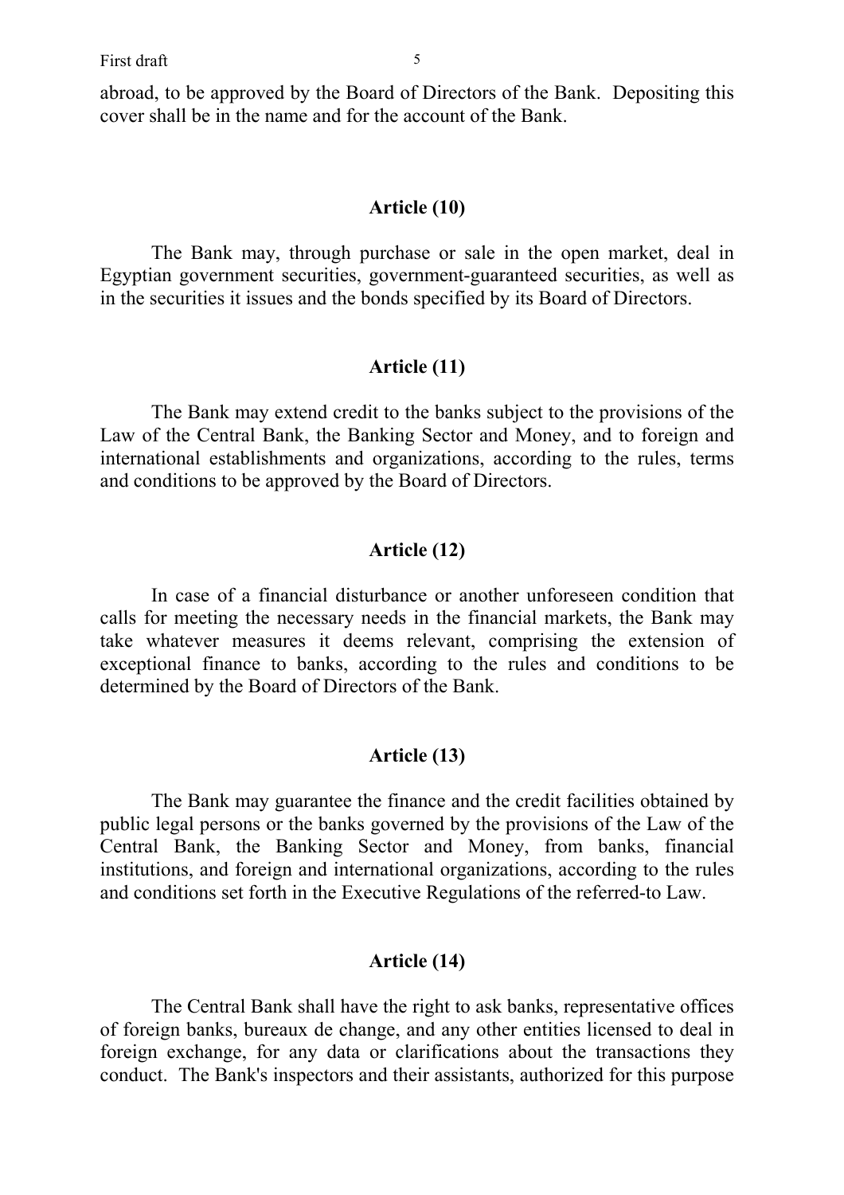abroad, to be approved by the Board of Directors of the Bank. Depositing this cover shall be in the name and for the account of the Bank.

### Article (10)

The Bank may, through purchase or sale in the open market, deal in Egyptian government securities, government-guaranteed securities, as well as in the securities it issues and the bonds specified by its Board of Directors.

### Article (11)

The Bank may extend credit to the banks subject to the provisions of the Law of the Central Bank, the Banking Sector and Money, and to foreign and international establishments and organizations, according to the rules, terms and conditions to be approved by the Board of Directors.

### Article (12)

In case of a financial disturbance or another unforeseen condition that calls for meeting the necessary needs in the financial markets, the Bank may take whatever measures it deems relevant, comprising the extension of exceptional finance to banks, according to the rules and conditions to be determined by the Board of Directors of the Bank.

### Article (13)

The Bank may guarantee the finance and the credit facilities obtained by public legal persons or the banks governed by the provisions of the Law of the Central Bank, the Banking Sector and Money, from banks, financial institutions, and foreign and international organizations, according to the rules and conditions set forth in the Executive Regulations of the referred-to Law.

### Article (14)

The Central Bank shall have the right to ask banks, representative offices of foreign banks, bureaux de change, and any other entities licensed to deal in foreign exchange, for any data or clarifications about the transactions they conduct. The Bank's inspectors and their assistants, authorized for this purpose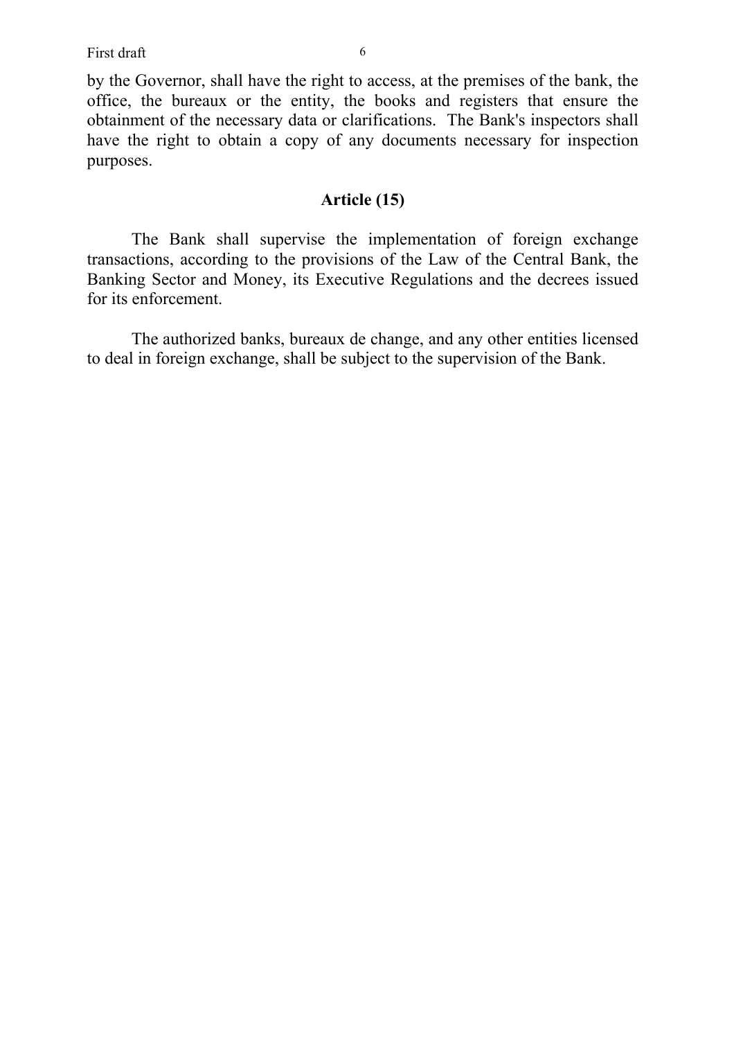by the Governor, shall have the right to access, at the premises of the bank, the office, the bureaux or the entity, the books and registers that ensure the obtainment of the necessary data or clarifications. The Bank's inspectors shall have the right to obtain a copy of any documents necessary for inspection purposes.

## Article (15)

The Bank shall supervise the implementation of foreign exchange transactions, according to the provisions of the Law of the Central Bank, the Banking Sector and Money, its Executive Regulations and the decrees issued for its enforcement.

The authorized banks, bureaux de change, and any other entities licensed to deal in foreign exchange, shall be subject to the supervision of the Bank.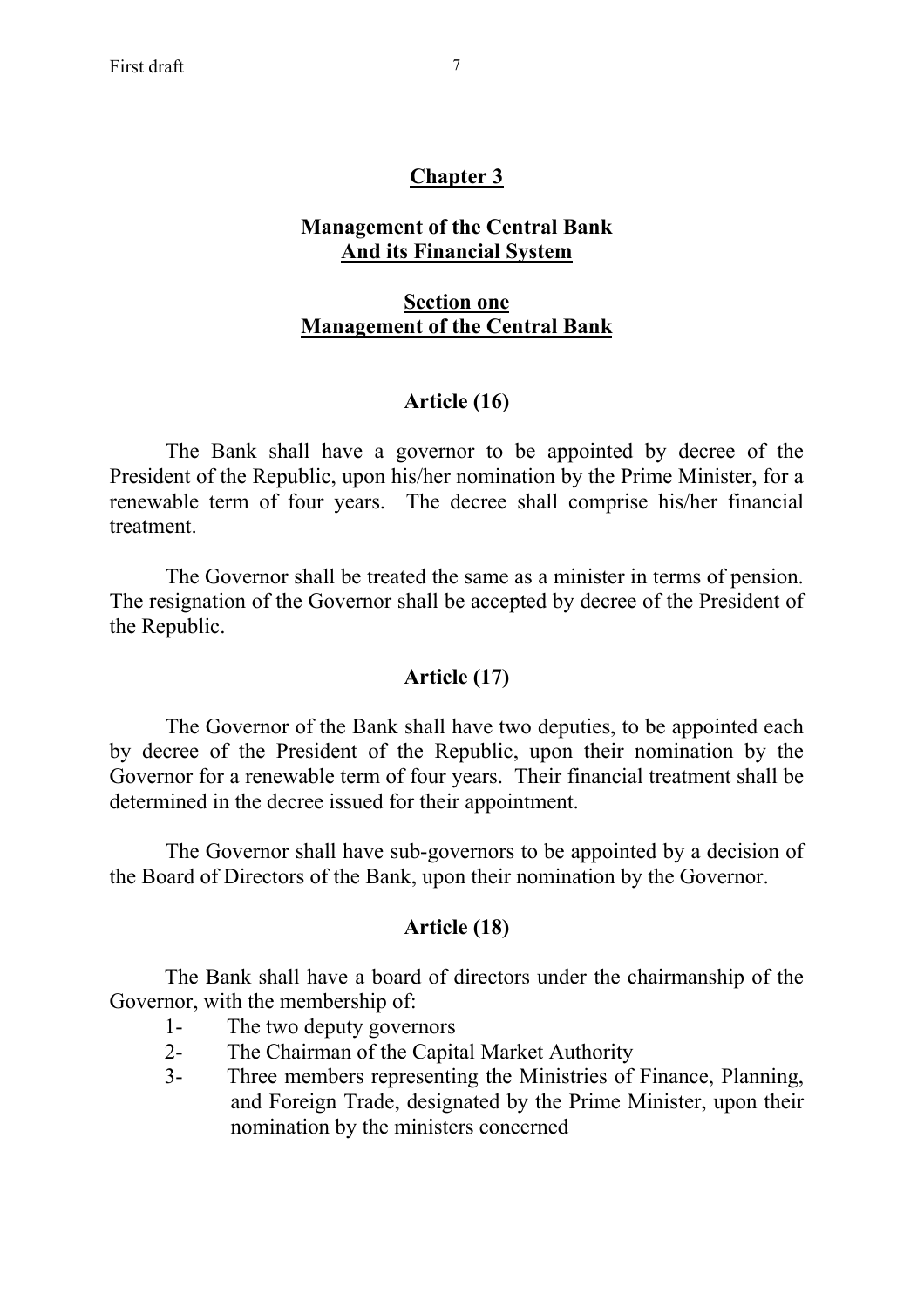## Chapter 3

### Management of the Central Bank And its Financial System

### Section one Management of the Central Bank

#### Article (16)

The Bank shall have a governor to be appointed by decree of the President of the Republic, upon his/her nomination by the Prime Minister, for a renewable term of four years. The decree shall comprise his/her financial treatment.

The Governor shall be treated the same as a minister in terms of pension. The resignation of the Governor shall be accepted by decree of the President of the Republic.

#### Article (17)

The Governor of the Bank shall have two deputies, to be appointed each by decree of the President of the Republic, upon their nomination by the Governor for a renewable term of four years. Their financial treatment shall be determined in the decree issued for their appointment.

The Governor shall have sub-governors to be appointed by a decision of the Board of Directors of the Bank, upon their nomination by the Governor.

#### Article (18)

The Bank shall have a board of directors under the chairmanship of the Governor, with the membership of:

1- The two deputy governors
2- The Chairman of the Capital Market Authority
3- Three members representing the Ministries of Finance, Planning, and Foreign Trade, designated by the Prime Minister, upon their nomination by the ministers concerned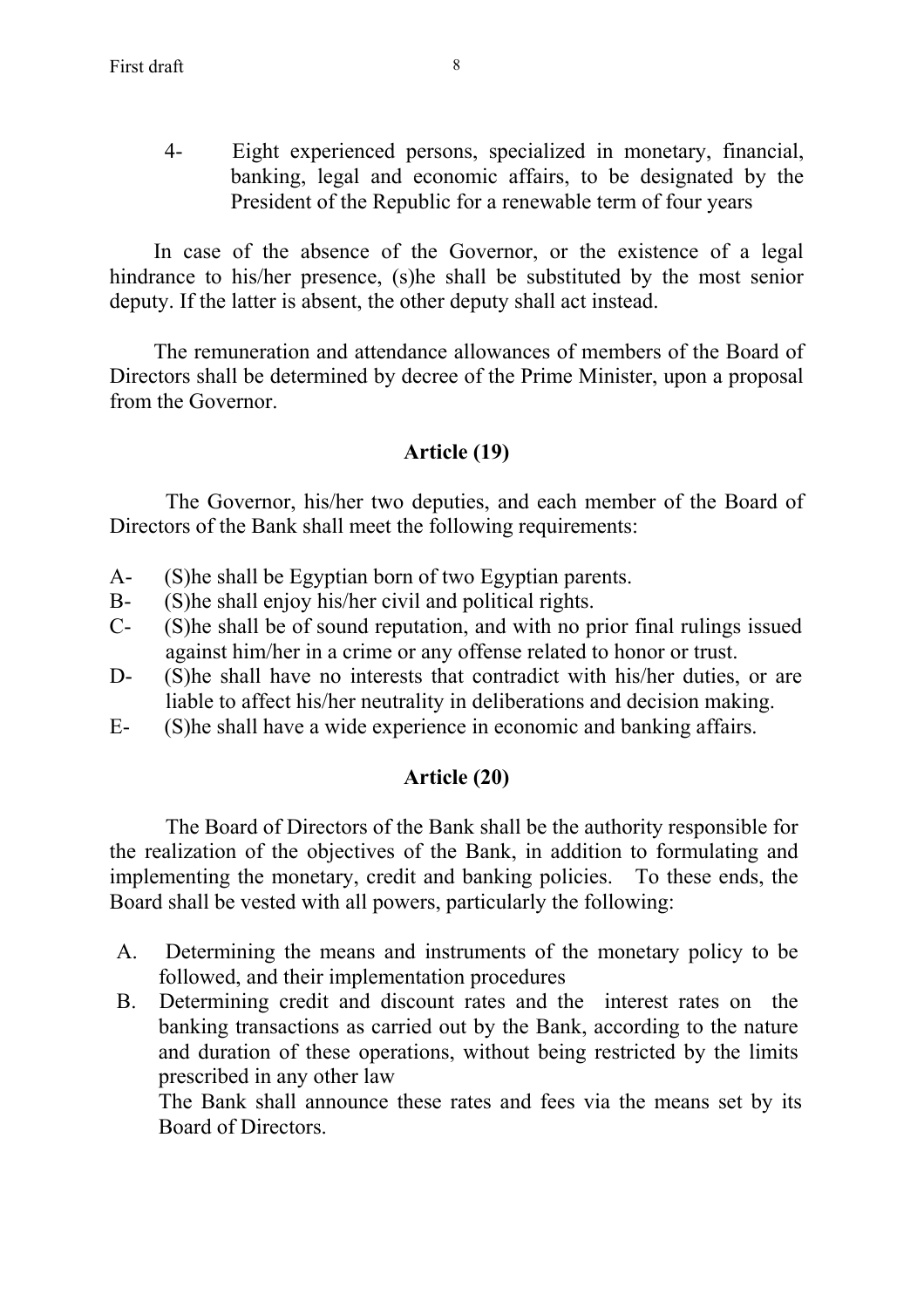4- Eight experienced persons, specialized in monetary, financial, banking, legal and economic affairs, to be designated by the President of the Republic for a renewable term of four years

In case of the absence of the Governor, or the existence of a legal hindrance to his/her presence, (s)he shall be substituted by the most senior deputy. If the latter is absent, the other deputy shall act instead.

The remuneration and attendance allowances of members of the Board of Directors shall be determined by decree of the Prime Minister, upon a proposal from the Governor.

**Article (19)**

The Governor, his/her two deputies, and each member of the Board of Directors of the Bank shall meet the following requirements:

A- (S)he shall be Egyptian born of two Egyptian parents.
B- (S)he shall enjoy his/her civil and political rights.
C- (S)he shall be of sound reputation, and with no prior final rulings issued against him/her in a crime or any offense related to honor or trust.
D- (S)he shall have no interests that contradict with his/her duties, or are liable to affect his/her neutrality in deliberations and decision making.
E- (S)he shall have a wide experience in economic and banking affairs.

**Article (20)**

The Board of Directors of the Bank shall be the authority responsible for the realization of the objectives of the Bank, in addition to formulating and implementing the monetary, credit and banking policies. To these ends, the Board shall be vested with all powers, particularly the following:

A. Determining the means and instruments of the monetary policy to be followed, and their implementation procedures
B. Determining credit and discount rates and the interest rates on the banking transactions as carried out by the Bank, according to the nature and duration of these operations, without being restricted by the limits prescribed in any other law
   The Bank shall announce these rates and fees via the means set by its Board of Directors.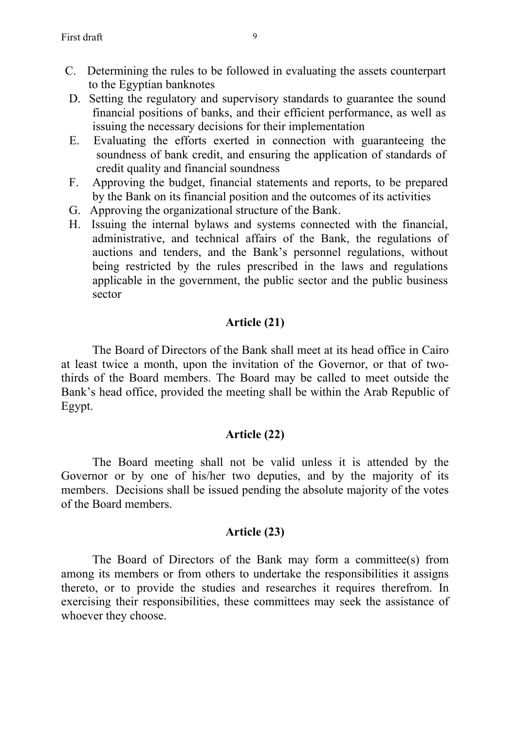C. Determining the rules to be followed in evaluating the assets counterpart to the Egyptian banknotes

D. Setting the regulatory and supervisory standards to guarantee the sound financial positions of banks, and their efficient performance, as well as issuing the necessary decisions for their implementation

E. Evaluating the efforts exerted in connection with guaranteeing the soundness of bank credit, and ensuring the application of standards of credit quality and financial soundness

F. Approving the budget, financial statements and reports, to be prepared by the Bank on its financial position and the outcomes of its activities

G. Approving the organizational structure of the Bank.

H. Issuing the internal bylaws and systems connected with the financial, administrative, and technical affairs of the Bank, the regulations of auctions and tenders, and the Bank's personnel regulations, without being restricted by the rules prescribed in the laws and regulations applicable in the government, the public sector and the public business sector

### Article (21)

The Board of Directors of the Bank shall meet at its head office in Cairo at least twice a month, upon the invitation of the Governor, or that of two-thirds of the Board members. The Board may be called to meet outside the Bank's head office, provided the meeting shall be within the Arab Republic of Egypt.

### Article (22)

The Board meeting shall not be valid unless it is attended by the Governor or by one of his/her two deputies, and by the majority of its members. Decisions shall be issued pending the absolute majority of the votes of the Board members.

### Article (23)

The Board of Directors of the Bank may form a committee(s) from among its members or from others to undertake the responsibilities it assigns thereto, or to provide the studies and researches it requires therefrom. In exercising their responsibilities, these committees may seek the assistance of whoever they choose.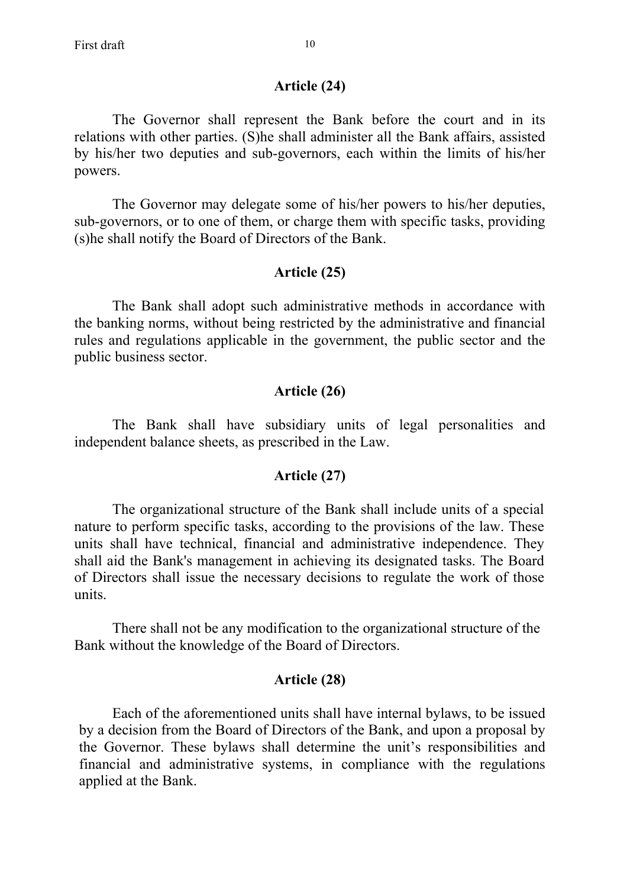### Article (24)

The Governor shall represent the Bank before the court and in its relations with other parties. (S)he shall administer all the Bank affairs, assisted by his/her two deputies and sub-governors, each within the limits of his/her powers.

The Governor may delegate some of his/her powers to his/her deputies, sub-governors, or to one of them, or charge them with specific tasks, providing (s)he shall notify the Board of Directors of the Bank.

### Article (25)

The Bank shall adopt such administrative methods in accordance with the banking norms, without being restricted by the administrative and financial rules and regulations applicable in the government, the public sector and the public business sector.

### Article (26)

The Bank shall have subsidiary units of legal personalities and independent balance sheets, as prescribed in the Law.

### Article (27)

The organizational structure of the Bank shall include units of a special nature to perform specific tasks, according to the provisions of the law. These units shall have technical, financial and administrative independence. They shall aid the Bank's management in achieving its designated tasks. The Board of Directors shall issue the necessary decisions to regulate the work of those units.

There shall not be any modification to the organizational structure of the Bank without the knowledge of the Board of Directors.

### Article (28)

Each of the aforementioned units shall have internal bylaws, to be issued by a decision from the Board of Directors of the Bank, and upon a proposal by the Governor. These bylaws shall determine the unit's responsibilities and financial and administrative systems, in compliance with the regulations applied at the Bank.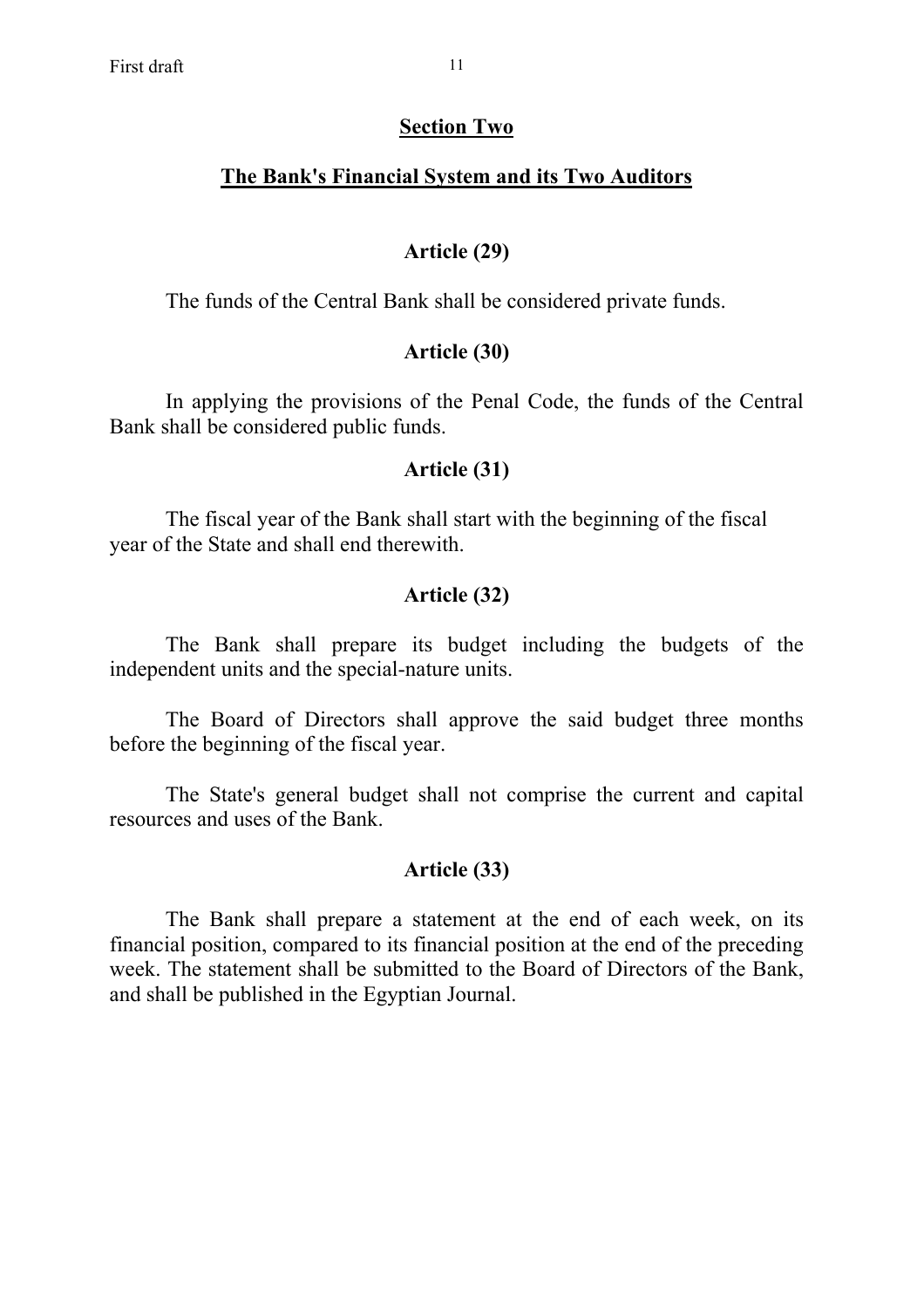## Section Two

## The Bank's Financial System and its Two Auditors

### Article (29)

The funds of the Central Bank shall be considered private funds.

### Article (30)

In applying the provisions of the Penal Code, the funds of the Central Bank shall be considered public funds.

### Article (31)

The fiscal year of the Bank shall start with the beginning of the fiscal year of the State and shall end therewith.

### Article (32)

The Bank shall prepare its budget including the budgets of the independent units and the special-nature units.

The Board of Directors shall approve the said budget three months before the beginning of the fiscal year.

The State's general budget shall not comprise the current and capital resources and uses of the Bank.

### Article (33)

The Bank shall prepare a statement at the end of each week, on its financial position, compared to its financial position at the end of the preceding week. The statement shall be submitted to the Board of Directors of the Bank, and shall be published in the Egyptian Journal.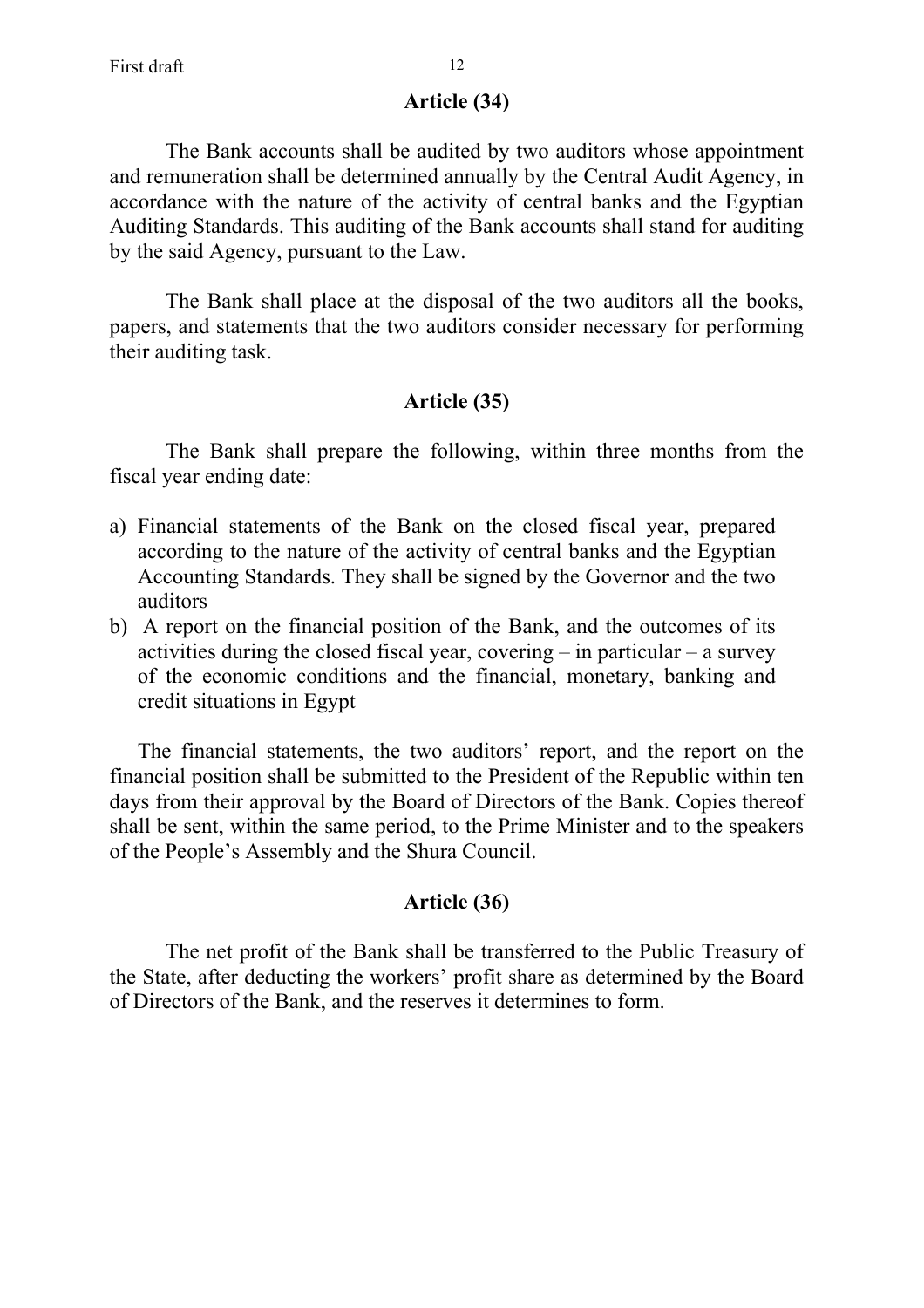## Article (34)

The Bank accounts shall be audited by two auditors whose appointment and remuneration shall be determined annually by the Central Audit Agency, in accordance with the nature of the activity of central banks and the Egyptian Auditing Standards. This auditing of the Bank accounts shall stand for auditing by the said Agency, pursuant to the Law.

The Bank shall place at the disposal of the two auditors all the books, papers, and statements that the two auditors consider necessary for performing their auditing task.

## Article (35)

The Bank shall prepare the following, within three months from the fiscal year ending date:

a) Financial statements of the Bank on the closed fiscal year, prepared according to the nature of the activity of central banks and the Egyptian Accounting Standards. They shall be signed by the Governor and the two auditors
b) A report on the financial position of the Bank, and the outcomes of its activities during the closed fiscal year, covering – in particular – a survey of the economic conditions and the financial, monetary, banking and credit situations in Egypt

The financial statements, the two auditors' report, and the report on the financial position shall be submitted to the President of the Republic within ten days from their approval by the Board of Directors of the Bank. Copies thereof shall be sent, within the same period, to the Prime Minister and to the speakers of the People's Assembly and the Shura Council.

## Article (36)

The net profit of the Bank shall be transferred to the Public Treasury of the State, after deducting the workers' profit share as determined by the Board of Directors of the Bank, and the reserves it determines to form.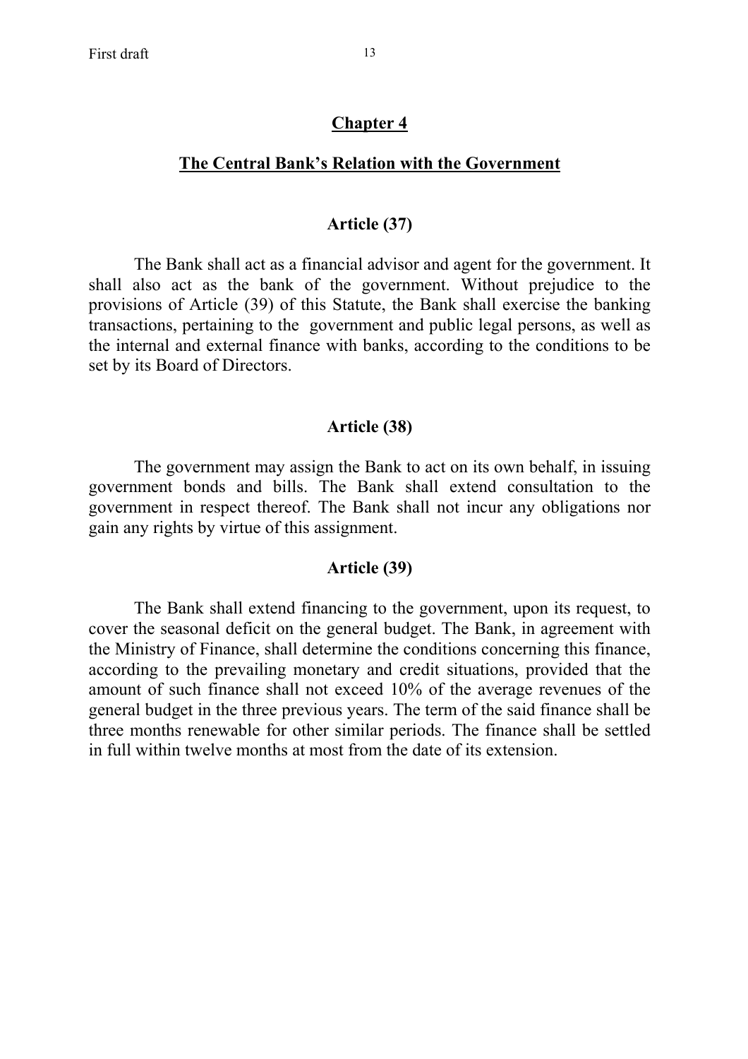## Chapter 4

## The Central Bank's Relation with the Government

### Article (37)

The Bank shall act as a financial advisor and agent for the government. It shall also act as the bank of the government. Without prejudice to the provisions of Article (39) of this Statute, the Bank shall exercise the banking transactions, pertaining to the government and public legal persons, as well as the internal and external finance with banks, according to the conditions to be set by its Board of Directors.

### Article (38)

The government may assign the Bank to act on its own behalf, in issuing government bonds and bills. The Bank shall extend consultation to the government in respect thereof. The Bank shall not incur any obligations nor gain any rights by virtue of this assignment.

### Article (39)

The Bank shall extend financing to the government, upon its request, to cover the seasonal deficit on the general budget. The Bank, in agreement with the Ministry of Finance, shall determine the conditions concerning this finance, according to the prevailing monetary and credit situations, provided that the amount of such finance shall not exceed 10% of the average revenues of the general budget in the three previous years. The term of the said finance shall be three months renewable for other similar periods. The finance shall be settled in full within twelve months at most from the date of its extension.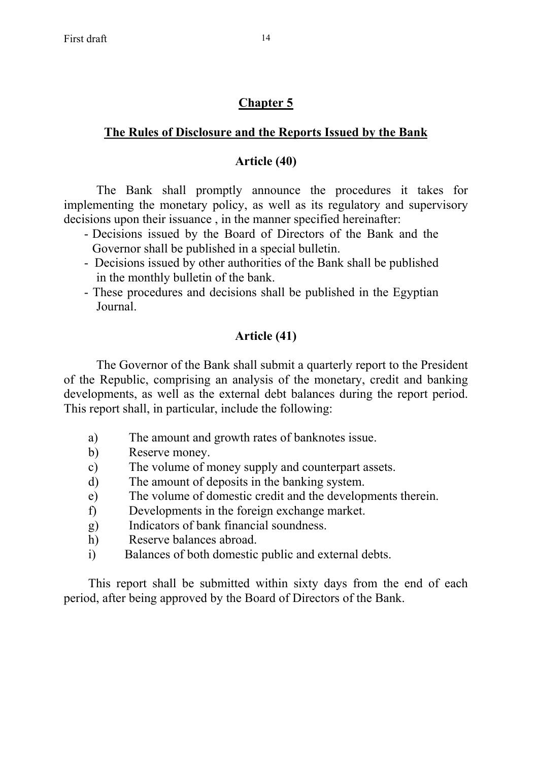## Chapter 5

### The Rules of Disclosure and the Reports Issued by the Bank

### Article (40)

The Bank shall promptly announce the procedures it takes for implementing the monetary policy, as well as its regulatory and supervisory decisions upon their issuance , in the manner specified hereinafter:

- Decisions issued by the Board of Directors of the Bank and the Governor shall be published in a special bulletin.
- Decisions issued by other authorities of the Bank shall be published in the monthly bulletin of the bank.
- These procedures and decisions shall be published in the Egyptian Journal.

### Article (41)

The Governor of the Bank shall submit a quarterly report to the President of the Republic, comprising an analysis of the monetary, credit and banking developments, as well as the external debt balances during the report period. This report shall, in particular, include the following:

a) The amount and growth rates of banknotes issue.
b) Reserve money.
c) The volume of money supply and counterpart assets.
d) The amount of deposits in the banking system.
e) The volume of domestic credit and the developments therein.
f) Developments in the foreign exchange market.
g) Indicators of bank financial soundness.
h) Reserve balances abroad.
i) Balances of both domestic public and external debts.

This report shall be submitted within sixty days from the end of each period, after being approved by the Board of Directors of the Bank.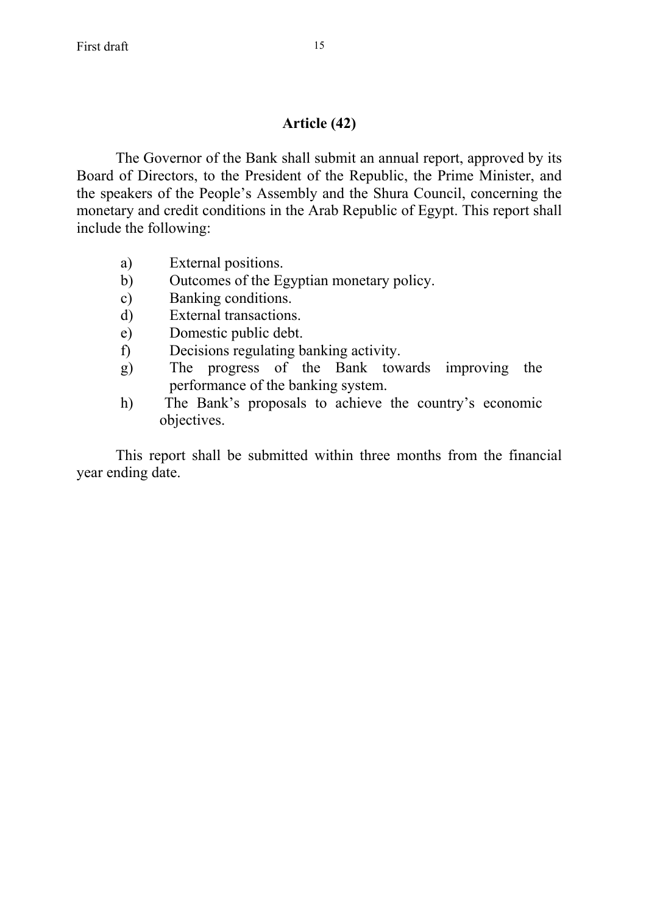## Article (42)

The Governor of the Bank shall submit an annual report, approved by its Board of Directors, to the President of the Republic, the Prime Minister, and the speakers of the People's Assembly and the Shura Council, concerning the monetary and credit conditions in the Arab Republic of Egypt. This report shall include the following:

a) External positions.
b) Outcomes of the Egyptian monetary policy.
c) Banking conditions.
d) External transactions.
e) Domestic public debt.
f) Decisions regulating banking activity.
g) The progress of the Bank towards improving the performance of the banking system.
h) The Bank's proposals to achieve the country's economic objectives.

This report shall be submitted within three months from the financial year ending date.